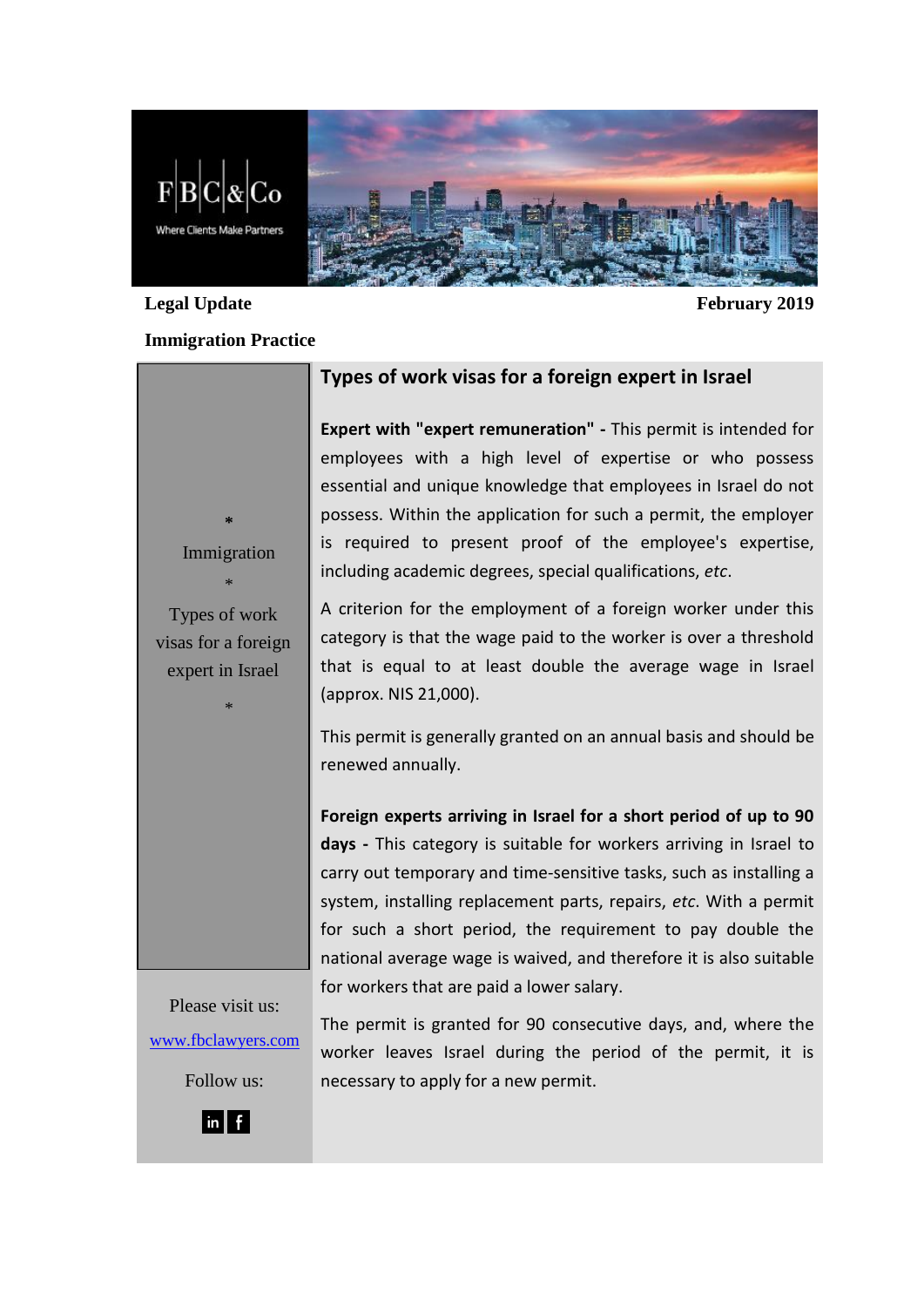F|B|C|&|Co

Where Clients Make Partners

**Legal Update** **February 2019**

**Immigration Practice**

*

Immigration

*

Types of work visas for a foreign expert in Israel

*

Please visit us:

[www.fbclawyers.com](http://www.fbclawyers.com)

Follow us:

## Types of work visas for a foreign expert in Israel

**Expert with "expert remuneration" -** This permit is intended for employees with a high level of expertise or who possess essential and unique knowledge that employees in Israel do not possess. Within the application for such a permit, the employer is required to present proof of the employee's expertise, including academic degrees, special qualifications, *etc*.

A criterion for the employment of a foreign worker under this category is that the wage paid to the worker is over a threshold that is equal to at least double the average wage in Israel (approx. NIS 21,000).

This permit is generally granted on an annual basis and should be renewed annually.

**Foreign experts arriving in Israel for a short period of up to 90 days -** This category is suitable for workers arriving in Israel to carry out temporary and time-sensitive tasks, such as installing a system, installing replacement parts, repairs, *etc*. With a permit for such a short period, the requirement to pay double the national average wage is waived, and therefore it is also suitable for workers that are paid a lower salary.

The permit is granted for 90 consecutive days, and, where the worker leaves Israel during the period of the permit, it is necessary to apply for a new permit.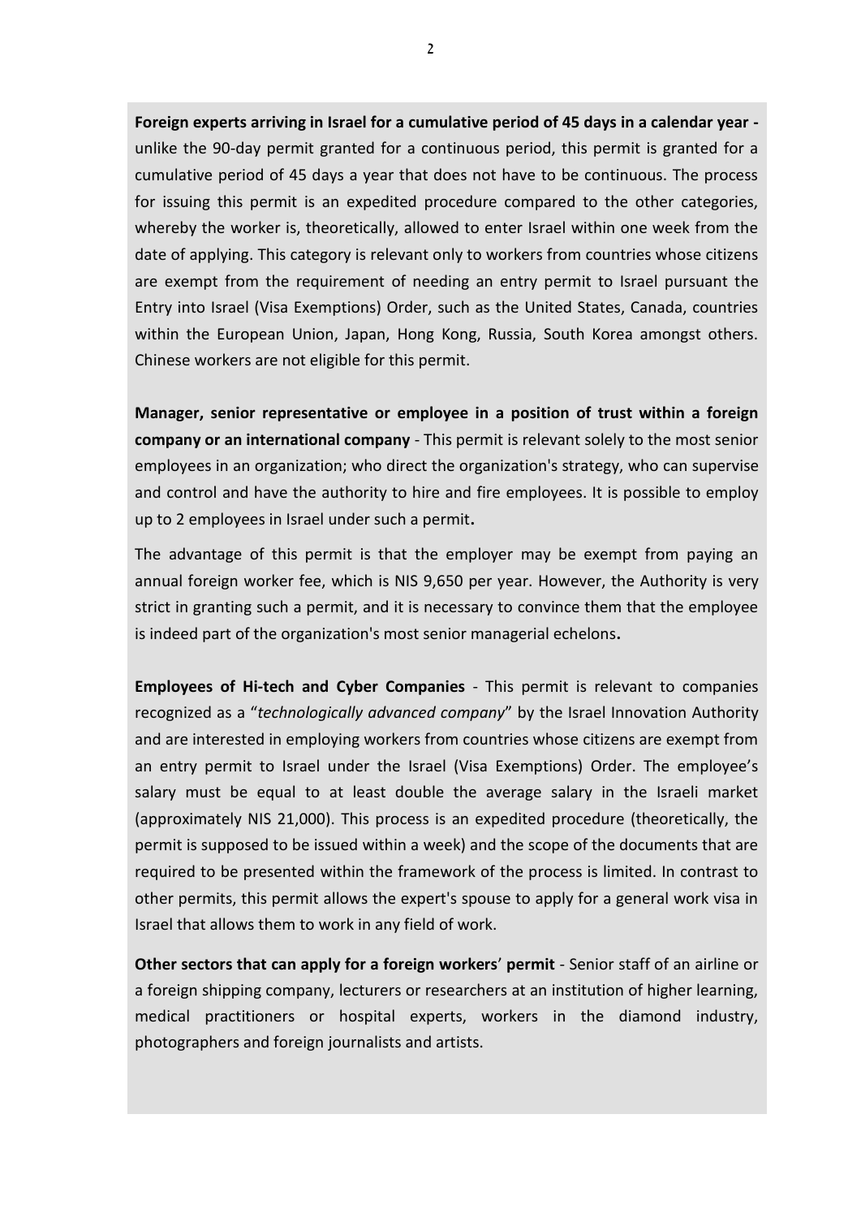**Foreign experts arriving in Israel for a cumulative period of 45 days in a calendar year -** unlike the 90-day permit granted for a continuous period, this permit is granted for a cumulative period of 45 days a year that does not have to be continuous. The process for issuing this permit is an expedited procedure compared to the other categories, whereby the worker is, theoretically, allowed to enter Israel within one week from the date of applying. This category is relevant only to workers from countries whose citizens are exempt from the requirement of needing an entry permit to Israel pursuant the Entry into Israel (Visa Exemptions) Order, such as the United States, Canada, countries within the European Union, Japan, Hong Kong, Russia, South Korea amongst others. Chinese workers are not eligible for this permit.

**Manager, senior representative or employee in a position of trust within a foreign company or an international company** - This permit is relevant solely to the most senior employees in an organization; who direct the organization's strategy, who can supervise and control and have the authority to hire and fire employees. It is possible to employ up to 2 employees in Israel under such a permit**.**

The advantage of this permit is that the employer may be exempt from paying an annual foreign worker fee, which is NIS 9,650 per year. However, the Authority is very strict in granting such a permit, and it is necessary to convince them that the employee is indeed part of the organization's most senior managerial echelons**.**

**Employees of Hi-tech and Cyber Companies** - This permit is relevant to companies recognized as a "*technologically advanced company*" by the Israel Innovation Authority and are interested in employing workers from countries whose citizens are exempt from an entry permit to Israel under the Israel (Visa Exemptions) Order. The employee's salary must be equal to at least double the average salary in the Israeli market (approximately NIS 21,000). This process is an expedited procedure (theoretically, the permit is supposed to be issued within a week) and the scope of the documents that are required to be presented within the framework of the process is limited. In contrast to other permits, this permit allows the expert's spouse to apply for a general work visa in Israel that allows them to work in any field of work.

**Other sectors that can apply for a foreign workers' permit** - Senior staff of an airline or a foreign shipping company, lecturers or researchers at an institution of higher learning, medical practitioners or hospital experts, workers in the diamond industry, photographers and foreign journalists and artists.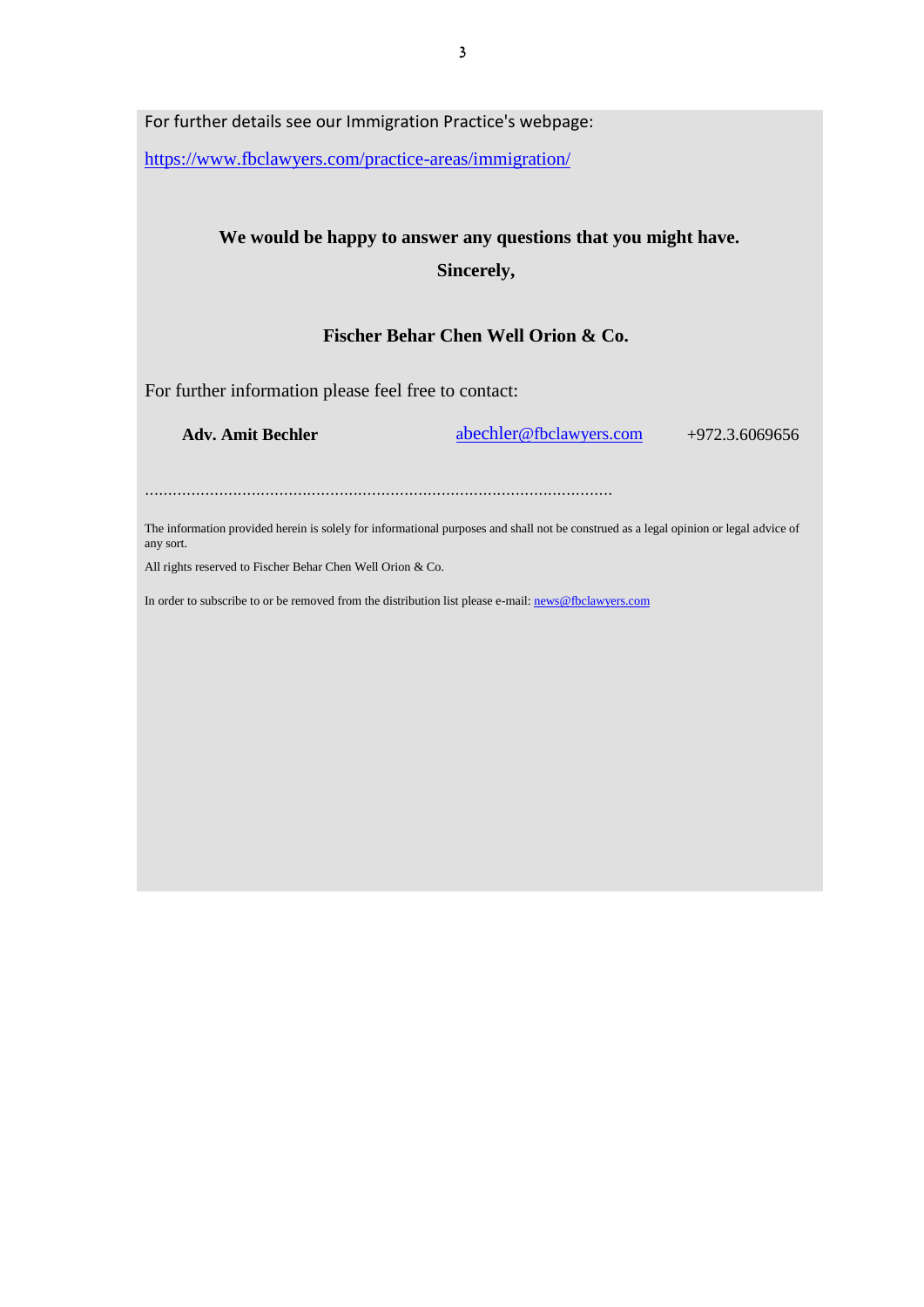For further details see our Immigration Practice's webpage:

https://www.fbclawyers.com/practice-areas/immigration/

**We would be happy to answer any questions that you might have.**

**Sincerely,**

**Fischer Behar Chen Well Orion & Co.**

For further information please feel free to contact:

| | | |
|---|---|---|
| **Adv. Amit Bechler** | abechler@fbclawyers.com | +972.3.6069656 |

…………………………………………………………………………………………

The information provided herein is solely for informational purposes and shall not be construed as a legal opinion or legal advice of any sort.

All rights reserved to Fischer Behar Chen Well Orion & Co.

In order to subscribe to or be removed from the distribution list please e-mail: news@fbclawyers.com